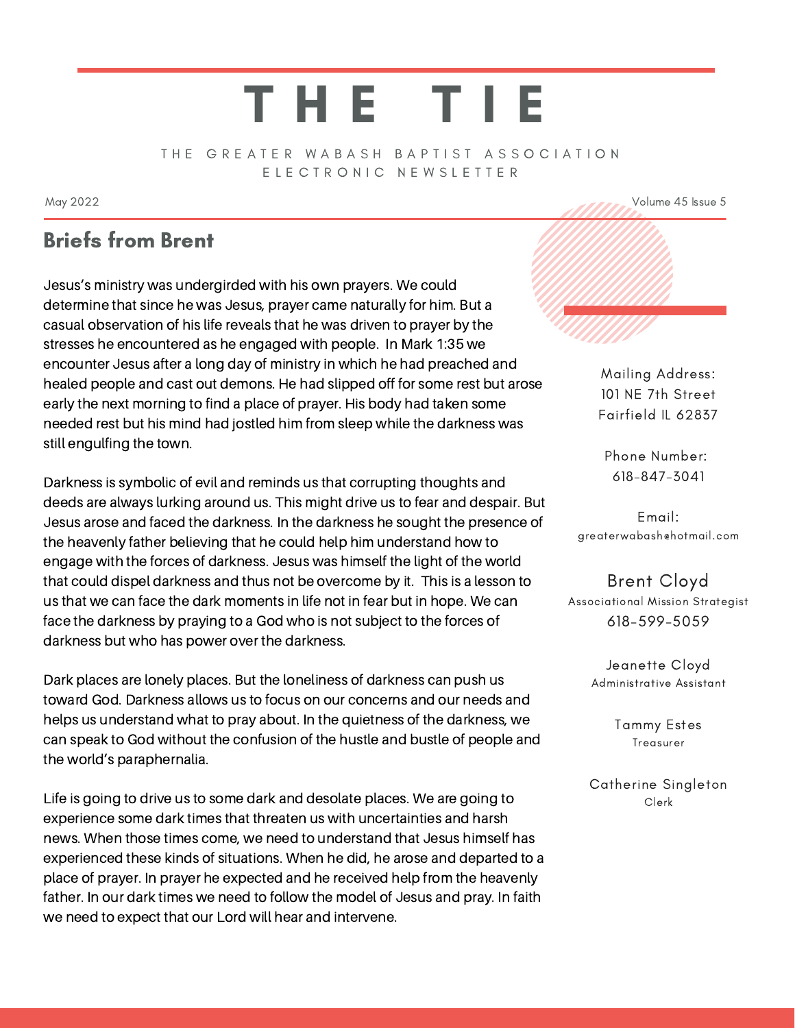# THE TIE

THE GREATER WABASH BAPTIST ASSOCIATION
ELECTRONIC NEWSLETTER

May 2022

Volume 45 Issue 5

## Briefs from Brent

Jesus's ministry was undergirded with his own prayers. We could determine that since he was Jesus, prayer came naturally for him. But a casual observation of his life reveals that he was driven to prayer by the stresses he encountered as he engaged with people. In Mark 1:35 we encounter Jesus after a long day of ministry in which he had preached and healed people and cast out demons. He had slipped off for some rest but arose early the next morning to find a place of prayer. His body had taken some needed rest but his mind had jostled him from sleep while the darkness was still engulfing the town.

Darkness is symbolic of evil and reminds us that corrupting thoughts and deeds are always lurking around us. This might drive us to fear and despair. But Jesus arose and faced the darkness. In the darkness he sought the presence of the heavenly father believing that he could help him understand how to engage with the forces of darkness. Jesus was himself the light of the world that could dispel darkness and thus not be overcome by it. This is a lesson to us that we can face the dark moments in life not in fear but in hope. We can face the darkness by praying to a God who is not subject to the forces of darkness but who has power over the darkness.

Dark places are lonely places. But the loneliness of darkness can push us toward God. Darkness allows us to focus on our concerns and our needs and helps us understand what to pray about. In the quietness of the darkness, we can speak to God without the confusion of the hustle and bustle of people and the world's paraphernalia.

Life is going to drive us to some dark and desolate places. We are going to experience some dark times that threaten us with uncertainties and harsh news. When those times come, we need to understand that Jesus himself has experienced these kinds of situations. When he did, he arose and departed to a place of prayer. In prayer he expected and he received help from the heavenly father. In our dark times we need to follow the model of Jesus and pray. In faith we need to expect that our Lord will hear and intervene.

Mailing Address:
101 NE 7th Street
Fairfield IL 62837

Phone Number:
618-847-3041

Email:
greaterwabash@hotmail.com

Brent Cloyd
Associational Mission Strategist
618-599-5059

Jeanette Cloyd
Administrative Assistant

Tammy Estes
Treasurer

Catherine Singleton
Clerk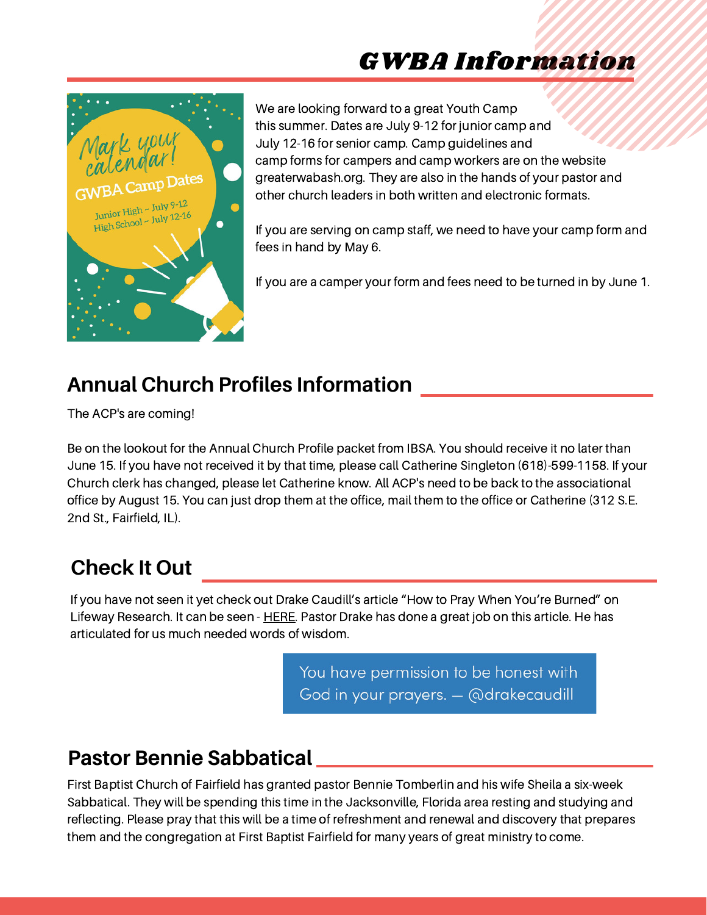# GWBA Information

Mark your calendar!

GWBA Camp Dates

Junior High ~ July 9-12
High School ~ July 12-16

We are looking forward to a great Youth Camp this summer. Dates are July 9-12 for junior camp and July 12-16 for senior camp. Camp guidelines and camp forms for campers and camp workers are on the website greaterwabash.org. They are also in the hands of your pastor and other church leaders in both written and electronic formats.

If you are serving on camp staff, we need to have your camp form and fees in hand by May 6.

If you are a camper your form and fees need to be turned in by June 1.

## Annual Church Profiles Information

The ACP's are coming!

Be on the lookout for the Annual Church Profile packet from IBSA. You should receive it no later than June 15. If you have not received it by that time, please call Catherine Singleton (618)-599-1158. If your Church clerk has changed, please let Catherine know. All ACP's need to be back to the associational office by August 15. You can just drop them at the office, mail them to the office or Catherine (312 S.E. 2nd St., Fairfield, IL).

## Check It Out

If you have not seen it yet check out Drake Caudill's article "How to Pray When You're Burned" on Lifeway Research. It can be seen - HERE. Pastor Drake has done a great job on this article. He has articulated for us much needed words of wisdom.

> You have permission to be honest with God in your prayers. — @drakecaudill

## Pastor Bennie Sabbatical

First Baptist Church of Fairfield has granted pastor Bennie Tomberlin and his wife Sheila a six-week Sabbatical. They will be spending this time in the Jacksonville, Florida area resting and studying and reflecting. Please pray that this will be a time of refreshment and renewal and discovery that prepares them and the congregation at First Baptist Fairfield for many years of great ministry to come.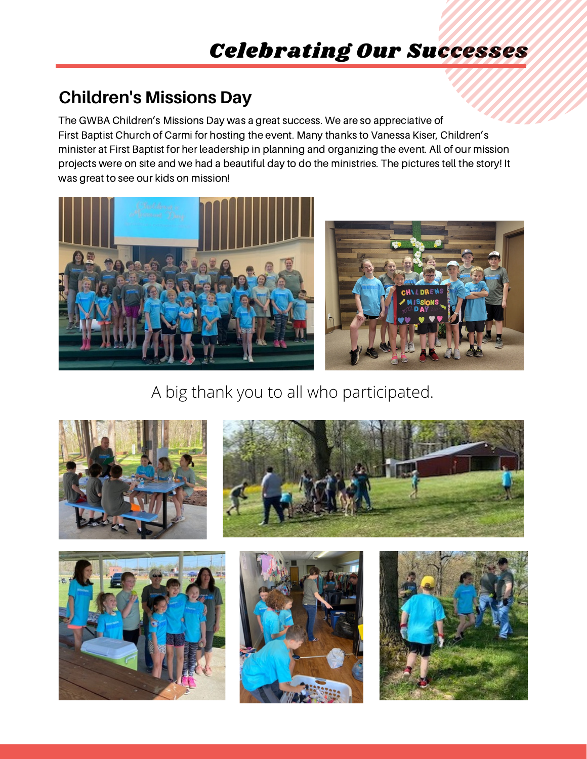# Celebrating Our Successes

## Children's Missions Day

The GWBA Children's Missions Day was a great success. We are so appreciative of First Baptist Church of Carmi for hosting the event. Many thanks to Vanessa Kiser, Children's minister at First Baptist for her leadership in planning and organizing the event. All of our mission projects were on site and we had a beautiful day to do the ministries. The pictures tell the story! It was great to see our kids on mission!

A big thank you to all who participated.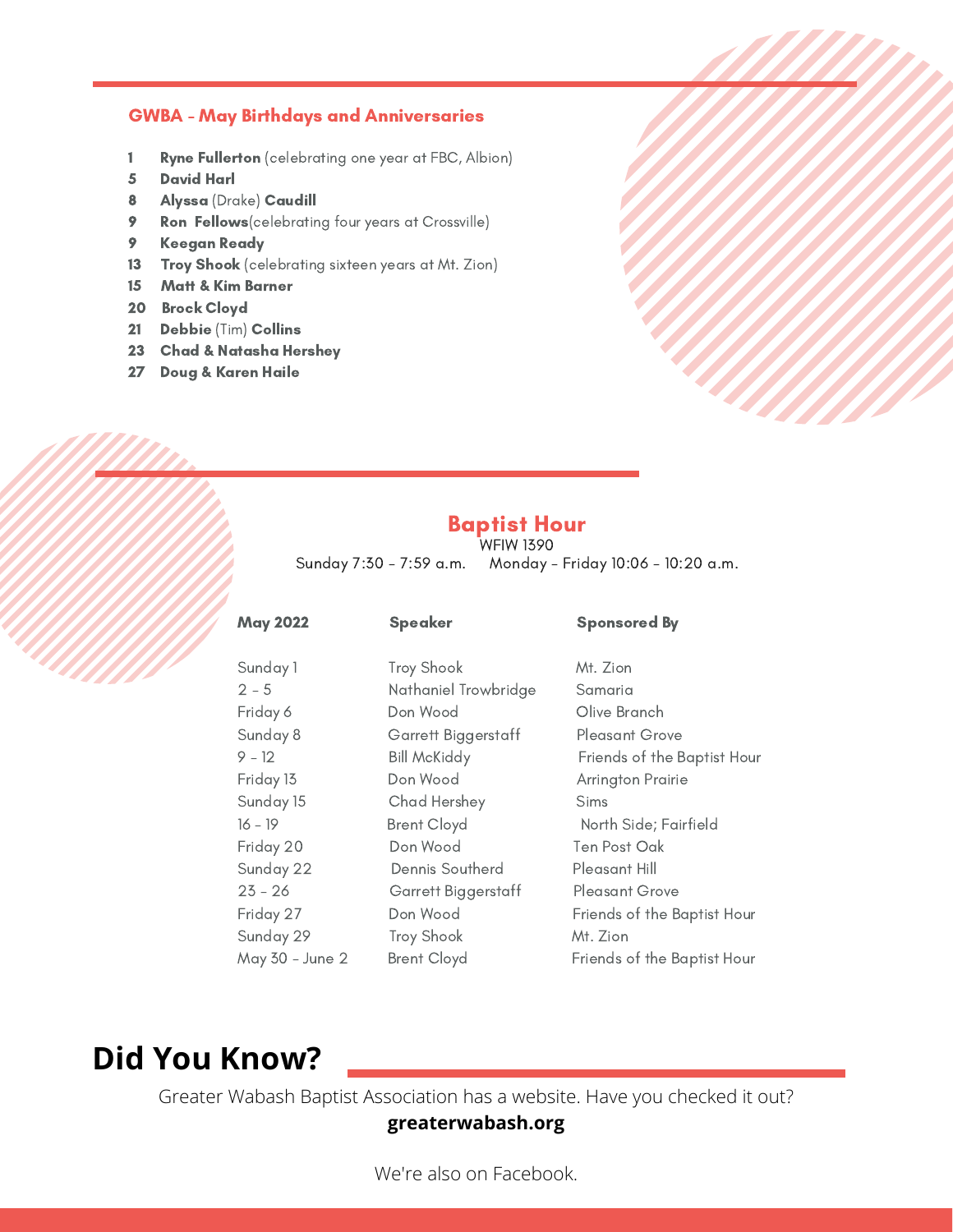## GWBA - May Birthdays and Anniversaries

- **1** **Ryne Fullerton** (celebrating one year at FBC, Albion)
- **5** **David Harl**
- **8** **Alyssa** (Drake) **Caudill**
- **9** **Ron Fellows**(celebrating four years at Crossville)
- **9** **Keegan Ready**
- **13** **Troy Shook** (celebrating sixteen years at Mt. Zion)
- **15** **Matt & Kim Barner**
- **20** **Brock Cloyd**
- **21** **Debbie** (Tim) **Collins**
- **23** **Chad & Natasha Hershey**
- **27** **Doug & Karen Haile**

## Baptist Hour

WFIW 1390

Sunday 7:30 - 7:59 a.m. Monday - Friday 10:06 - 10:20 a.m.

| **May 2022** | **Speaker** | **Sponsored By** |
|---|---|---|
| Sunday 1 | Troy Shook | Mt. Zion |
| 2 - 5 | Nathaniel Trowbridge | Samaria |
| Friday 6 | Don Wood | Olive Branch |
| Sunday 8 | Garrett Biggerstaff | Pleasant Grove |
| 9 - 12 | Bill McKiddy | Friends of the Baptist Hour |
| Friday 13 | Don Wood | Arrington Prairie |
| Sunday 15 | Chad Hershey | Sims |
| 16 - 19 | Brent Cloyd | North Side; Fairfield |
| Friday 20 | Don Wood | Ten Post Oak |
| Sunday 22 | Dennis Southerd | Pleasant Hill |
| 23 - 26 | Garrett Biggerstaff | Pleasant Grove |
| Friday 27 | Don Wood | Friends of the Baptist Hour |
| Sunday 29 | Troy Shook | Mt. Zion |
| May 30 - June 2 | Brent Cloyd | Friends of the Baptist Hour |

# Did You Know?

Greater Wabash Baptist Association has a website. Have you checked it out?

**greaterwabash.org**

We're also on Facebook.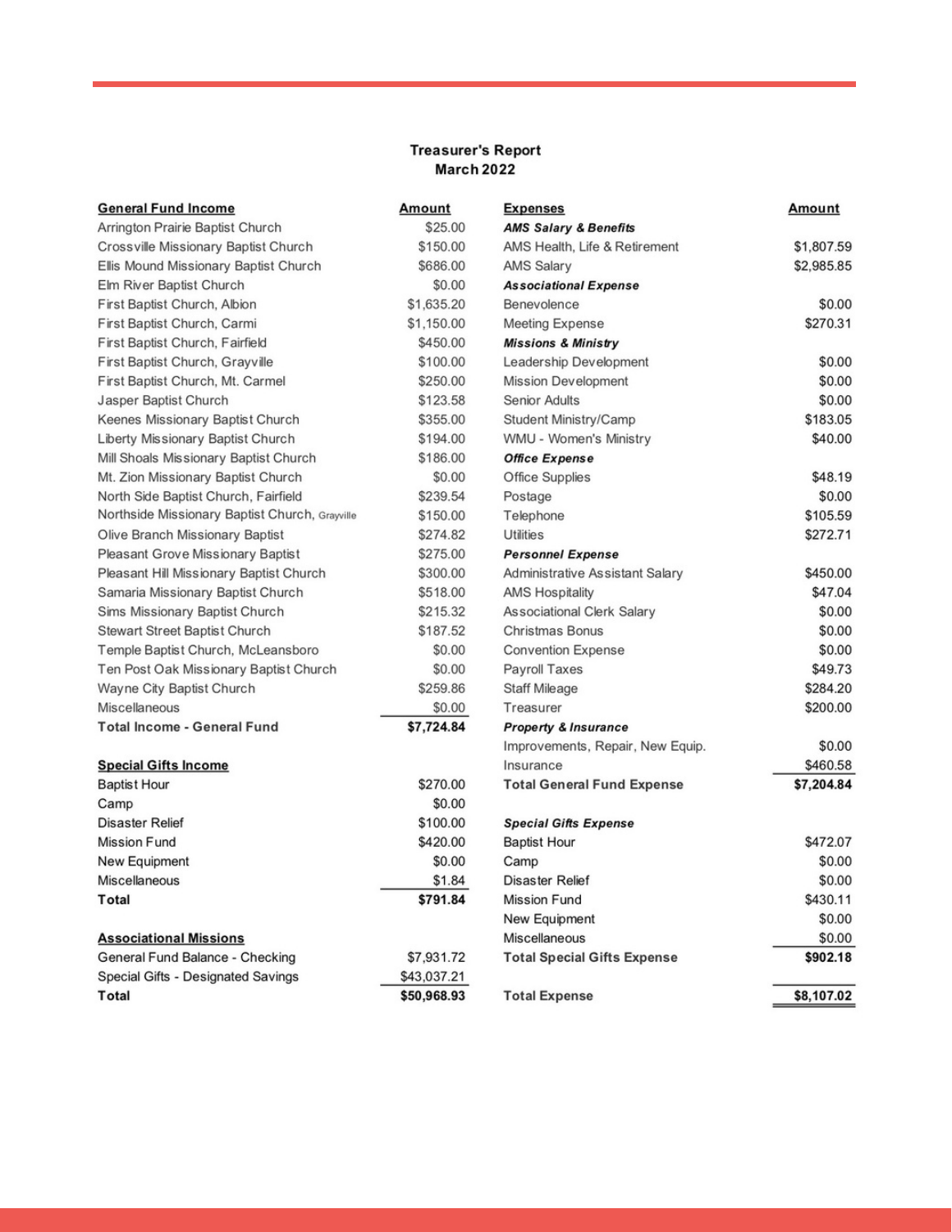# Treasurer's Report
## March 2022

| General Fund Income | Amount |
|---|---|
| Arrington Prairie Baptist Church | $25.00 |
| Crossville Missionary Baptist Church | $150.00 |
| Ellis Mound Missionary Baptist Church | $686.00 |
| Elm River Baptist Church | $0.00 |
| First Baptist Church, Albion | $1,635.20 |
| First Baptist Church, Carmi | $1,150.00 |
| First Baptist Church, Fairfield | $450.00 |
| First Baptist Church, Grayville | $100.00 |
| First Baptist Church, Mt. Carmel | $250.00 |
| Jasper Baptist Church | $123.58 |
| Keenes Missionary Baptist Church | $355.00 |
| Liberty Missionary Baptist Church | $194.00 |
| Mill Shoals Missionary Baptist Church | $186.00 |
| Mt. Zion Missionary Baptist Church | $0.00 |
| North Side Baptist Church, Fairfield | $239.54 |
| Northside Missionary Baptist Church, Grayville | $150.00 |
| Olive Branch Missionary Baptist | $274.82 |
| Pleasant Grove Missionary Baptist | $275.00 |
| Pleasant Hill Missionary Baptist Church | $300.00 |
| Samaria Missionary Baptist Church | $518.00 |
| Sims Missionary Baptist Church | $215.32 |
| Stewart Street Baptist Church | $187.52 |
| Temple Baptist Church, McLeansboro | $0.00 |
| Ten Post Oak Missionary Baptist Church | $0.00 |
| Wayne City Baptist Church | $259.86 |
| Miscellaneous | $0.00 |
| **Total Income - General Fund** | **$7,724.84** |

| Special Gifts Income | Amount |
|---|---|
| Baptist Hour | $270.00 |
| Camp | $0.00 |
| Disaster Relief | $100.00 |
| Mission Fund | $420.00 |
| New Equipment | $0.00 |
| Miscellaneous | $1.84 |
| **Total** | **$791.84** |

| Associational Missions | Amount |
|---|---|
| General Fund Balance - Checking | $7,931.72 |
| Special Gifts - Designated Savings | $43,037.21 |
| **Total** | **$50,968.93** |

| Expenses | Amount |
|---|---|
| ***AMS Salary & Benefits*** | |
| AMS Health, Life & Retirement | $1,807.59 |
| AMS Salary | $2,985.85 |
| ***Associational Expense*** | |
| Benevolence | $0.00 |
| Meeting Expense | $270.31 |
| ***Missions & Ministry*** | |
| Leadership Development | $0.00 |
| Mission Development | $0.00 |
| Senior Adults | $0.00 |
| Student Ministry/Camp | $183.05 |
| WMU - Women's Ministry | $40.00 |
| ***Office Expense*** | |
| Office Supplies | $48.19 |
| Postage | $0.00 |
| Telephone | $105.59 |
| Utilities | $272.71 |
| ***Personnel Expense*** | |
| Administrative Assistant Salary | $450.00 |
| AMS Hospitality | $47.04 |
| Associational Clerk Salary | $0.00 |
| Christmas Bonus | $0.00 |
| Convention Expense | $0.00 |
| Payroll Taxes | $49.73 |
| Staff Mileage | $284.20 |
| Treasurer | $200.00 |
| ***Property & Insurance*** | |
| Improvements, Repair, New Equip. | $0.00 |
| Insurance | $460.58 |
| **Total General Fund Expense** | **$7,204.84** |
| ***Special Gifts Expense*** | |
| Baptist Hour | $472.07 |
| Camp | $0.00 |
| Disaster Relief | $0.00 |
| Mission Fund | $430.11 |
| New Equipment | $0.00 |
| Miscellaneous | $0.00 |
| **Total Special Gifts Expense** | **$902.18** |
| **Total Expense** | **$8,107.02** |